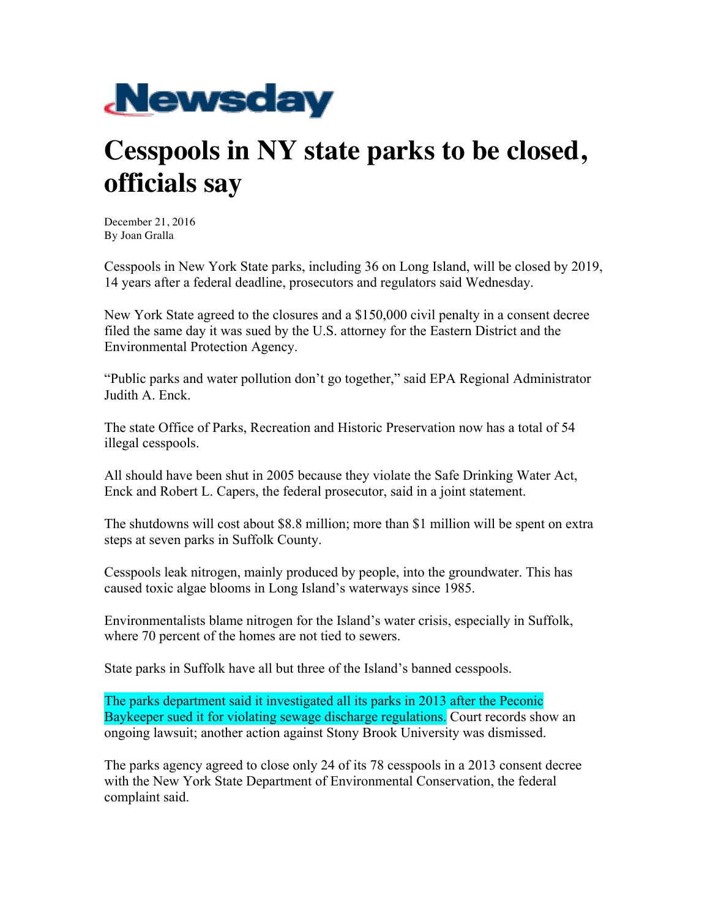Newsday

# Cesspools in NY state parks to be closed, officials say

December 21, 2016
By Joan Gralla

Cesspools in New York State parks, including 36 on Long Island, will be closed by 2019, 14 years after a federal deadline, prosecutors and regulators said Wednesday.

New York State agreed to the closures and a $150,000 civil penalty in a consent decree filed the same day it was sued by the U.S. attorney for the Eastern District and the Environmental Protection Agency.

"Public parks and water pollution don't go together," said EPA Regional Administrator Judith A. Enck.

The state Office of Parks, Recreation and Historic Preservation now has a total of 54 illegal cesspools.

All should have been shut in 2005 because they violate the Safe Drinking Water Act, Enck and Robert L. Capers, the federal prosecutor, said in a joint statement.

The shutdowns will cost about $8.8 million; more than $1 million will be spent on extra steps at seven parks in Suffolk County.

Cesspools leak nitrogen, mainly produced by people, into the groundwater. This has caused toxic algae blooms in Long Island's waterways since 1985.

Environmentalists blame nitrogen for the Island's water crisis, especially in Suffolk, where 70 percent of the homes are not tied to sewers.

State parks in Suffolk have all but three of the Island's banned cesspools.

The parks department said it investigated all its parks in 2013 after the Peconic Baykeeper sued it for violating sewage discharge regulations. Court records show an ongoing lawsuit; another action against Stony Brook University was dismissed.

The parks agency agreed to close only 24 of its 78 cesspools in a 2013 consent decree with the New York State Department of Environmental Conservation, the federal complaint said.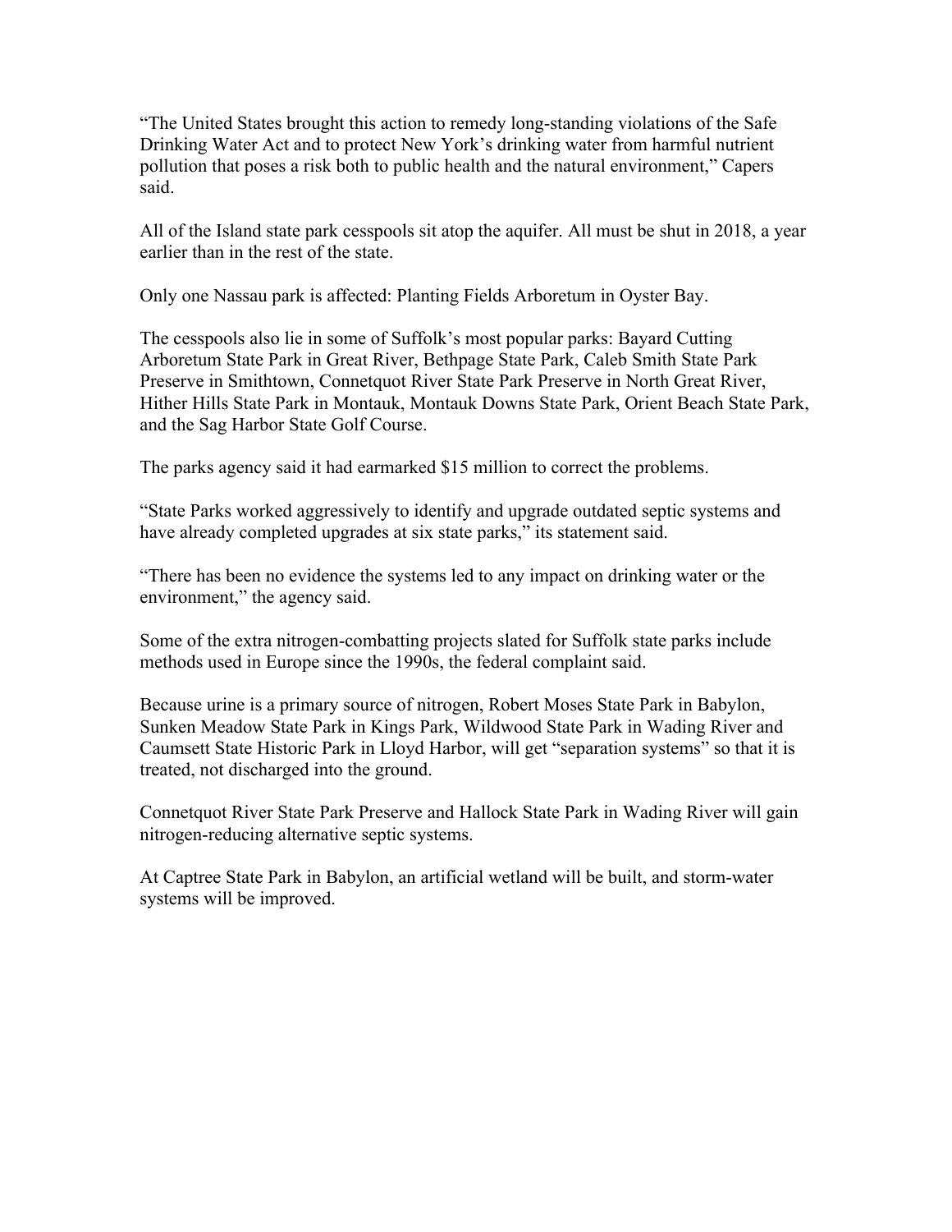“The United States brought this action to remedy long-standing violations of the Safe Drinking Water Act and to protect New York’s drinking water from harmful nutrient pollution that poses a risk both to public health and the natural environment,” Capers said.

All of the Island state park cesspools sit atop the aquifer. All must be shut in 2018, a year earlier than in the rest of the state.

Only one Nassau park is affected: Planting Fields Arboretum in Oyster Bay.

The cesspools also lie in some of Suffolk’s most popular parks: Bayard Cutting Arboretum State Park in Great River, Bethpage State Park, Caleb Smith State Park Preserve in Smithtown, Connetquot River State Park Preserve in North Great River, Hither Hills State Park in Montauk, Montauk Downs State Park, Orient Beach State Park, and the Sag Harbor State Golf Course.

The parks agency said it had earmarked $15 million to correct the problems.

“State Parks worked aggressively to identify and upgrade outdated septic systems and have already completed upgrades at six state parks,” its statement said.

“There has been no evidence the systems led to any impact on drinking water or the environment,” the agency said.

Some of the extra nitrogen-combatting projects slated for Suffolk state parks include methods used in Europe since the 1990s, the federal complaint said.

Because urine is a primary source of nitrogen, Robert Moses State Park in Babylon, Sunken Meadow State Park in Kings Park, Wildwood State Park in Wading River and Caumsett State Historic Park in Lloyd Harbor, will get “separation systems” so that it is treated, not discharged into the ground.

Connetquot River State Park Preserve and Hallock State Park in Wading River will gain nitrogen-reducing alternative septic systems.

At Captree State Park in Babylon, an artificial wetland will be built, and storm-water systems will be improved.